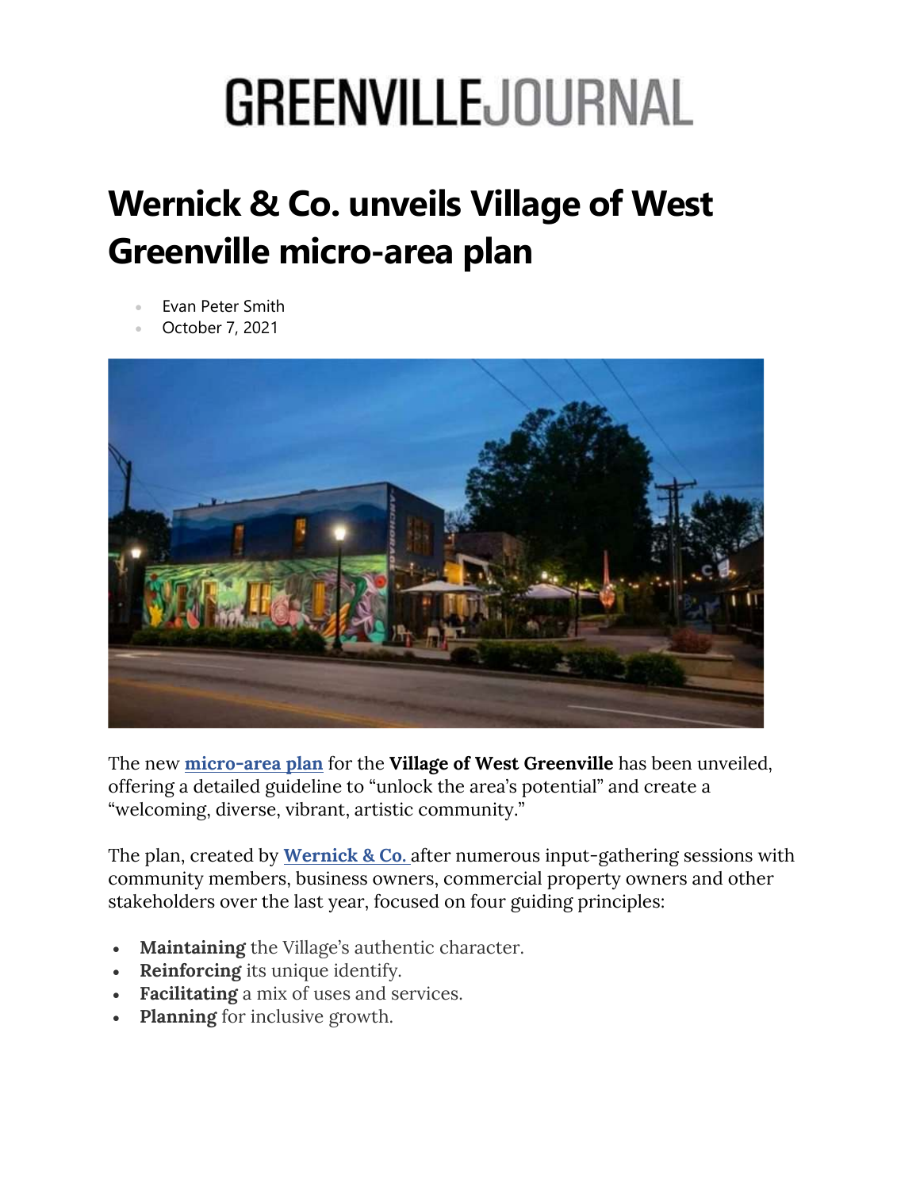# GREENVILLEJOURNAL

## Wernick & Co. unveils Village of West Greenville micro-area plan

- Evan Peter Smith
- October 7, 2021

The new **micro-area plan** for the **Village of West Greenville** has been unveiled, offering a detailed guideline to "unlock the area's potential" and create a "welcoming, diverse, vibrant, artistic community."

The plan, created by **Wernick & Co.** after numerous input-gathering sessions with community members, business owners, commercial property owners and other stakeholders over the last year, focused on four guiding principles:

- **Maintaining** the Village's authentic character.
- **Reinforcing** its unique identify.
- **Facilitating** a mix of uses and services.
- **Planning** for inclusive growth.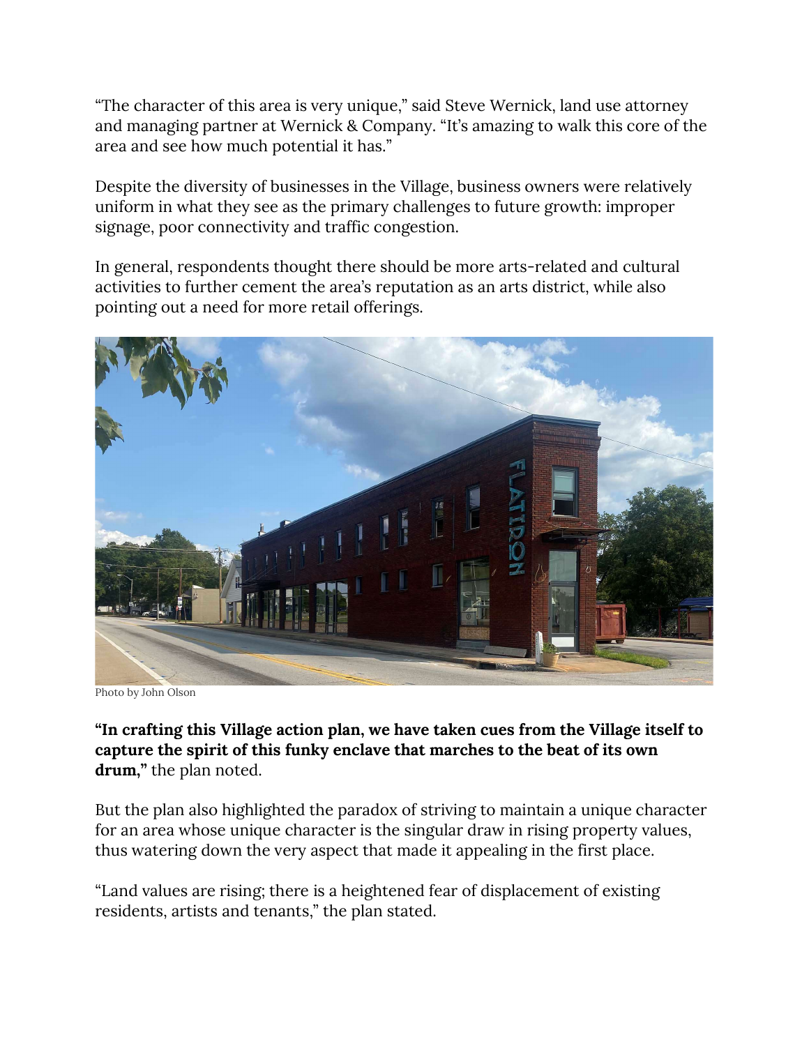"The character of this area is very unique," said Steve Wernick, land use attorney and managing partner at Wernick & Company. "It's amazing to walk this core of the area and see how much potential it has."

Despite the diversity of businesses in the Village, business owners were relatively uniform in what they see as the primary challenges to future growth: improper signage, poor connectivity and traffic congestion.

In general, respondents thought there should be more arts-related and cultural activities to further cement the area's reputation as an arts district, while also pointing out a need for more retail offerings.

Photo by John Olson

**"In crafting this Village action plan, we have taken cues from the Village itself to capture the spirit of this funky enclave that marches to the beat of its own drum,"** the plan noted.

But the plan also highlighted the paradox of striving to maintain a unique character for an area whose unique character is the singular draw in rising property values, thus watering down the very aspect that made it appealing in the first place.

"Land values are rising; there is a heightened fear of displacement of existing residents, artists and tenants," the plan stated.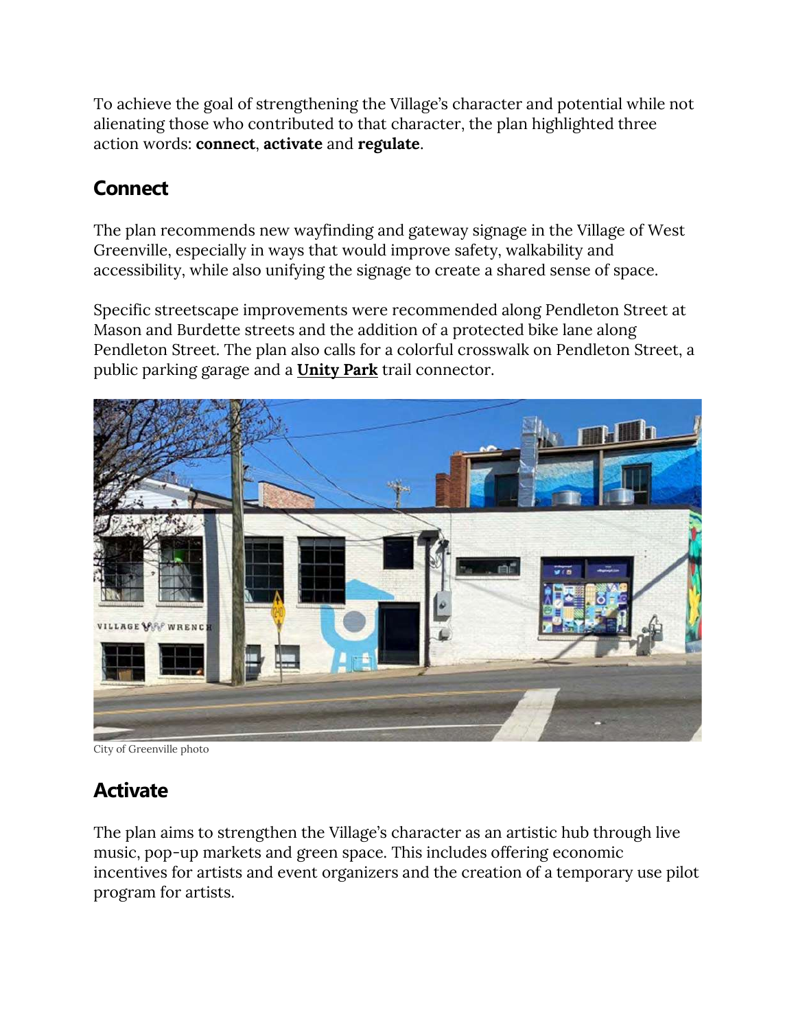To achieve the goal of strengthening the Village's character and potential while not alienating those who contributed to that character, the plan highlighted three action words: **connect**, **activate** and **regulate**.

## Connect

The plan recommends new wayfinding and gateway signage in the Village of West Greenville, especially in ways that would improve safety, walkability and accessibility, while also unifying the signage to create a shared sense of space.

Specific streetscape improvements were recommended along Pendleton Street at Mason and Burdette streets and the addition of a protected bike lane along Pendleton Street. The plan also calls for a colorful crosswalk on Pendleton Street, a public parking garage and a **Unity Park** trail connector.

City of Greenville photo

## Activate

The plan aims to strengthen the Village's character as an artistic hub through live music, pop-up markets and green space. This includes offering economic incentives for artists and event organizers and the creation of a temporary use pilot program for artists.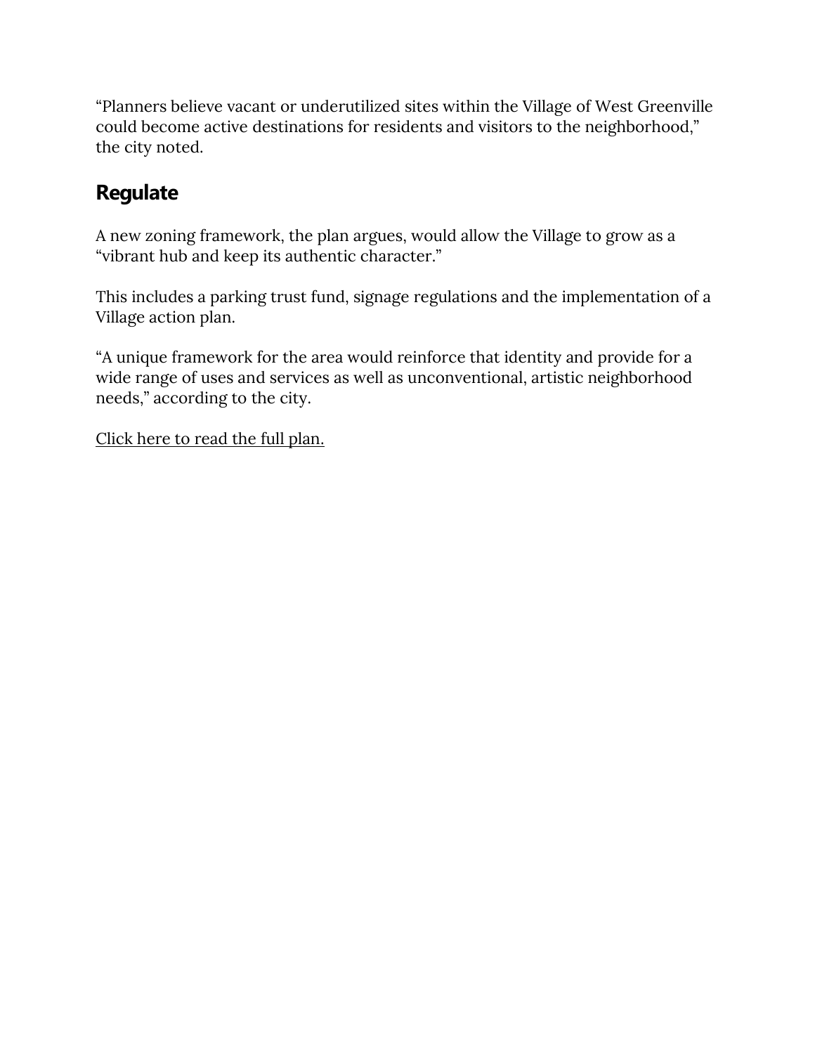"Planners believe vacant or underutilized sites within the Village of West Greenville could become active destinations for residents and visitors to the neighborhood," the city noted.

## Regulate

A new zoning framework, the plan argues, would allow the Village to grow as a "vibrant hub and keep its authentic character."

This includes a parking trust fund, signage regulations and the implementation of a Village action plan.

"A unique framework for the area would reinforce that identity and provide for a wide range of uses and services as well as unconventional, artistic neighborhood needs," according to the city.

Click here to read the full plan.